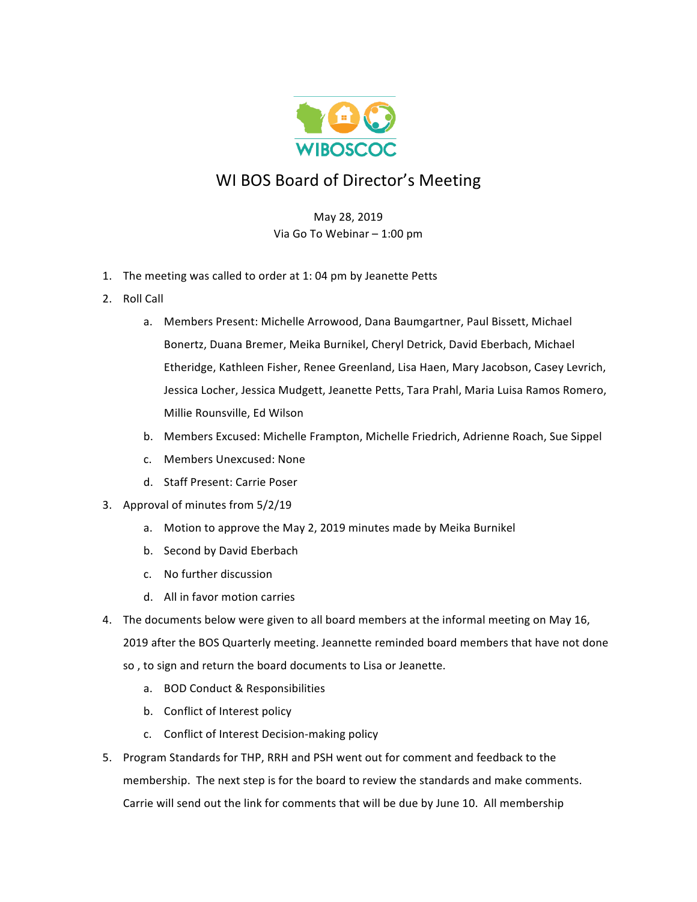WIBOSCOC

# WI BOS Board of Director's Meeting

May 28, 2019
Via Go To Webinar – 1:00 pm

1. The meeting was called to order at 1: 04 pm by Jeanette Petts
2. Roll Call
   a. Members Present: Michelle Arrowood, Dana Baumgartner, Paul Bissett, Michael Bonertz, Duana Bremer, Meika Burnikel, Cheryl Detrick, David Eberbach, Michael Etheridge, Kathleen Fisher, Renee Greenland, Lisa Haen, Mary Jacobson, Casey Levrich, Jessica Locher, Jessica Mudgett, Jeanette Petts, Tara Prahl, Maria Luisa Ramos Romero, Millie Rounsville, Ed Wilson
   b. Members Excused: Michelle Frampton, Michelle Friedrich, Adrienne Roach, Sue Sippel
   c. Members Unexcused: None
   d. Staff Present: Carrie Poser
3. Approval of minutes from 5/2/19
   a. Motion to approve the May 2, 2019 minutes made by Meika Burnikel
   b. Second by David Eberbach
   c. No further discussion
   d. All in favor motion carries
4. The documents below were given to all board members at the informal meeting on May 16, 2019 after the BOS Quarterly meeting. Jeannette reminded board members that have not done so , to sign and return the board documents to Lisa or Jeanette.
   a. BOD Conduct & Responsibilities
   b. Conflict of Interest policy
   c. Conflict of Interest Decision-making policy
5. Program Standards for THP, RRH and PSH went out for comment and feedback to the membership. The next step is for the board to review the standards and make comments. Carrie will send out the link for comments that will be due by June 10. All membership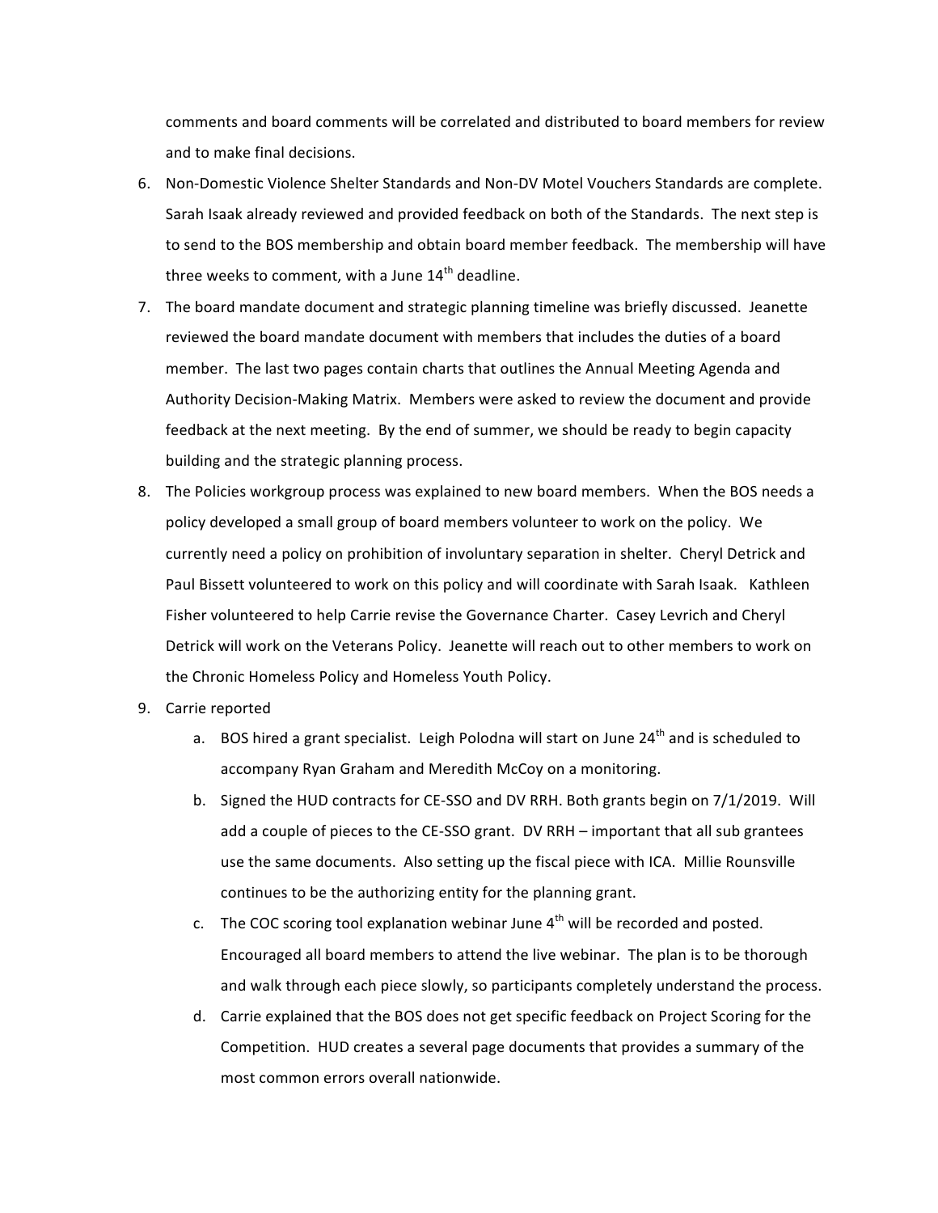comments and board comments will be correlated and distributed to board members for review and to make final decisions.

6. Non-Domestic Violence Shelter Standards and Non-DV Motel Vouchers Standards are complete. Sarah Isaak already reviewed and provided feedback on both of the Standards. The next step is to send to the BOS membership and obtain board member feedback. The membership will have three weeks to comment, with a June 14th deadline.
7. The board mandate document and strategic planning timeline was briefly discussed. Jeanette reviewed the board mandate document with members that includes the duties of a board member. The last two pages contain charts that outlines the Annual Meeting Agenda and Authority Decision-Making Matrix. Members were asked to review the document and provide feedback at the next meeting. By the end of summer, we should be ready to begin capacity building and the strategic planning process.
8. The Policies workgroup process was explained to new board members. When the BOS needs a policy developed a small group of board members volunteer to work on the policy. We currently need a policy on prohibition of involuntary separation in shelter. Cheryl Detrick and Paul Bissett volunteered to work on this policy and will coordinate with Sarah Isaak. Kathleen Fisher volunteered to help Carrie revise the Governance Charter. Casey Levrich and Cheryl Detrick will work on the Veterans Policy. Jeanette will reach out to other members to work on the Chronic Homeless Policy and Homeless Youth Policy.
9. Carrie reported
   a. BOS hired a grant specialist. Leigh Polodna will start on June 24th and is scheduled to accompany Ryan Graham and Meredith McCoy on a monitoring.
   b. Signed the HUD contracts for CE-SSO and DV RRH. Both grants begin on 7/1/2019. Will add a couple of pieces to the CE-SSO grant. DV RRH – important that all sub grantees use the same documents. Also setting up the fiscal piece with ICA. Millie Rounsville continues to be the authorizing entity for the planning grant.
   c. The COC scoring tool explanation webinar June 4th will be recorded and posted. Encouraged all board members to attend the live webinar. The plan is to be thorough and walk through each piece slowly, so participants completely understand the process.
   d. Carrie explained that the BOS does not get specific feedback on Project Scoring for the Competition. HUD creates a several page documents that provides a summary of the most common errors overall nationwide.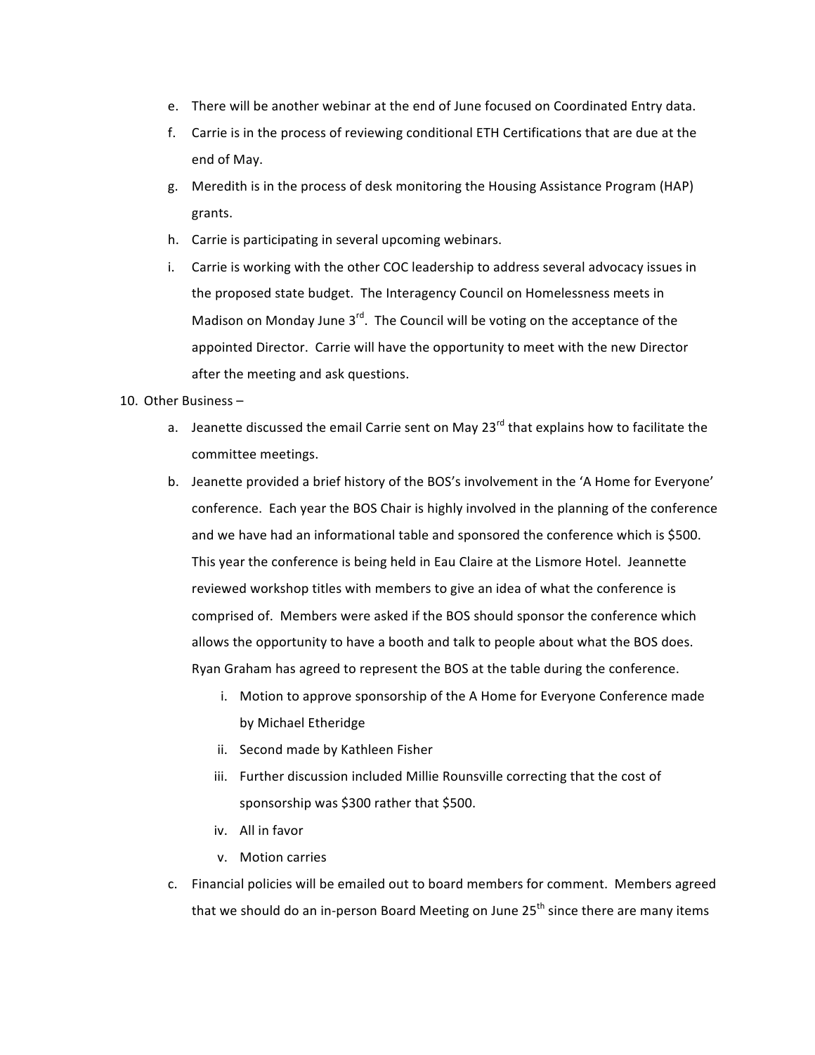e. There will be another webinar at the end of June focused on Coordinated Entry data.
f. Carrie is in the process of reviewing conditional ETH Certifications that are due at the end of May.
g. Meredith is in the process of desk monitoring the Housing Assistance Program (HAP) grants.
h. Carrie is participating in several upcoming webinars.
i. Carrie is working with the other COC leadership to address several advocacy issues in the proposed state budget. The Interagency Council on Homelessness meets in Madison on Monday June 3rd. The Council will be voting on the acceptance of the appointed Director. Carrie will have the opportunity to meet with the new Director after the meeting and ask questions.

10. Other Business –
    a. Jeanette discussed the email Carrie sent on May 23rd that explains how to facilitate the committee meetings.
    b. Jeanette provided a brief history of the BOS's involvement in the 'A Home for Everyone' conference. Each year the BOS Chair is highly involved in the planning of the conference and we have had an informational table and sponsored the conference which is $500. This year the conference is being held in Eau Claire at the Lismore Hotel. Jeannette reviewed workshop titles with members to give an idea of what the conference is comprised of. Members were asked if the BOS should sponsor the conference which allows the opportunity to have a booth and talk to people about what the BOS does. Ryan Graham has agreed to represent the BOS at the table during the conference.
        i. Motion to approve sponsorship of the A Home for Everyone Conference made by Michael Etheridge
        ii. Second made by Kathleen Fisher
        iii. Further discussion included Millie Rounsville correcting that the cost of sponsorship was $300 rather that $500.
        iv. All in favor
        v. Motion carries
    c. Financial policies will be emailed out to board members for comment. Members agreed that we should do an in-person Board Meeting on June 25th since there are many items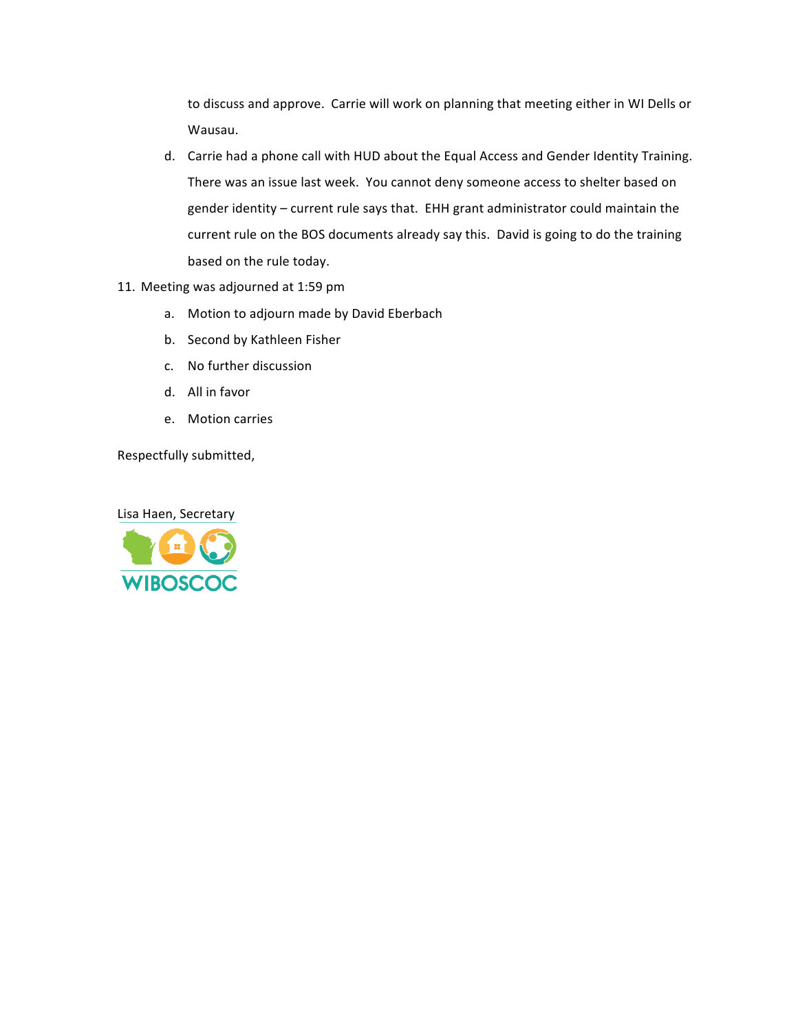to discuss and approve. Carrie will work on planning that meeting either in WI Dells or Wausau.

   d. Carrie had a phone call with HUD about the Equal Access and Gender Identity Training. There was an issue last week. You cannot deny someone access to shelter based on gender identity – current rule says that. EHH grant administrator could maintain the current rule on the BOS documents already say this. David is going to do the training based on the rule today.

11. Meeting was adjourned at 1:59 pm
   a. Motion to adjourn made by David Eberbach
   b. Second by Kathleen Fisher
   c. No further discussion
   d. All in favor
   e. Motion carries

Respectfully submitted,

Lisa Haen, Secretary

WIBOSCOC